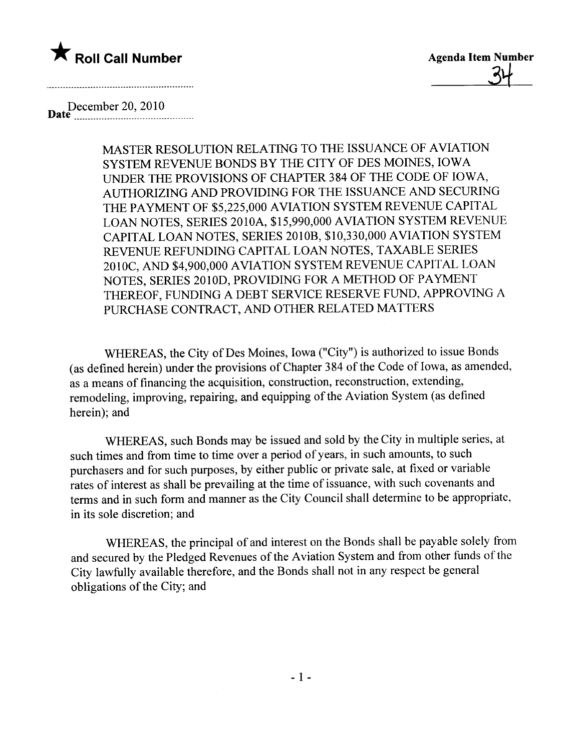★ **Roll Call Number**

**Agenda Item Number**
34

**Date** December 20, 2010

MASTER RESOLUTION RELATING TO THE ISSUANCE OF AVIATION SYSTEM REVENUE BONDS BY THE CITY OF DES MOINES, IOWA UNDER THE PROVISIONS OF CHAPTER 384 OF THE CODE OF IOWA, AUTHORIZING AND PROVIDING FOR THE ISSUANCE AND SECURING THE PAYMENT OF $5,225,000 AVIATION SYSTEM REVENUE CAPITAL LOAN NOTES, SERIES 2010A, $15,990,000 AVIATION SYSTEM REVENUE CAPITAL LOAN NOTES, SERIES 2010B, $10,330,000 AVIATION SYSTEM REVENUE REFUNDING CAPITAL LOAN NOTES, TAXABLE SERIES 2010C, AND $4,900,000 AVIATION SYSTEM REVENUE CAPITAL LOAN NOTES, SERIES 2010D, PROVIDING FOR A METHOD OF PAYMENT THEREOF, FUNDING A DEBT SERVICE RESERVE FUND, APPROVING A PURCHASE CONTRACT, AND OTHER RELATED MATTERS

WHEREAS, the City of Des Moines, Iowa ("City") is authorized to issue Bonds (as defined herein) under the provisions of Chapter 384 of the Code of Iowa, as amended, as a means of financing the acquisition, construction, reconstruction, extending, remodeling, improving, repairing, and equipping of the Aviation System (as defined herein); and

WHEREAS, such Bonds may be issued and sold by the City in multiple series, at such times and from time to time over a period of years, in such amounts, to such purchasers and for such purposes, by either public or private sale, at fixed or variable rates of interest as shall be prevailing at the time of issuance, with such covenants and terms and in such form and manner as the City Council shall determine to be appropriate, in its sole discretion; and

WHEREAS, the principal of and interest on the Bonds shall be payable solely from and secured by the Pledged Revenues of the Aviation System and from other funds of the City lawfully available therefore, and the Bonds shall not in any respect be general obligations of the City; and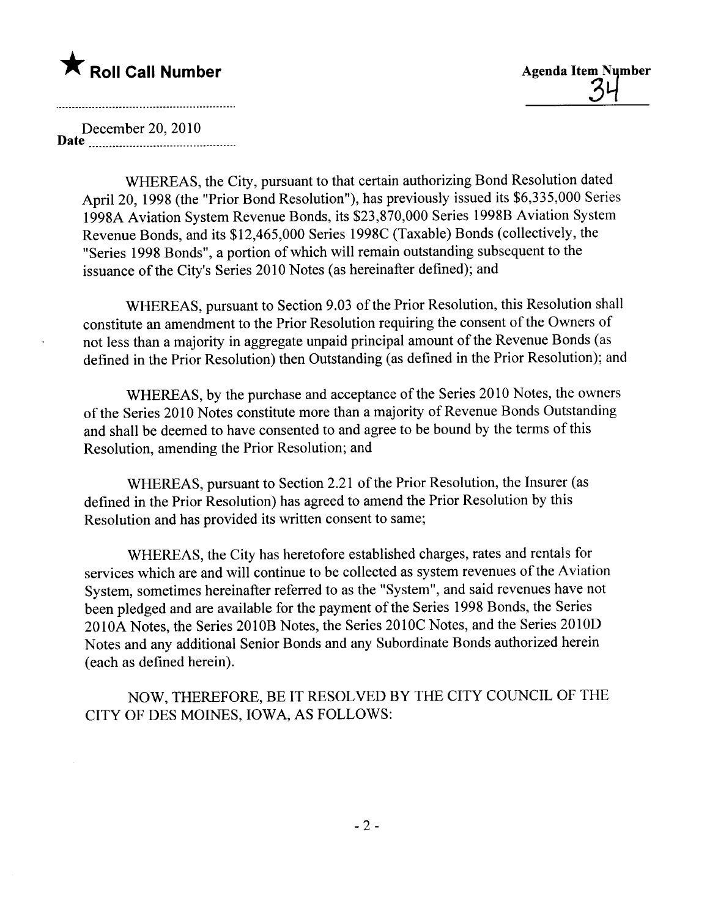★ **Roll Call Number**

**Agenda Item Number**
34

December 20, 2010
**Date**

WHEREAS, the City, pursuant to that certain authorizing Bond Resolution dated April 20, 1998 (the "Prior Bond Resolution"), has previously issued its $6,335,000 Series 1998A Aviation System Revenue Bonds, its $23,870,000 Series 1998B Aviation System Revenue Bonds, and its $12,465,000 Series 1998C (Taxable) Bonds (collectively, the "Series 1998 Bonds", a portion of which will remain outstanding subsequent to the issuance of the City's Series 2010 Notes (as hereinafter defined); and

WHEREAS, pursuant to Section 9.03 of the Prior Resolution, this Resolution shall constitute an amendment to the Prior Resolution requiring the consent of the Owners of not less than a majority in aggregate unpaid principal amount of the Revenue Bonds (as defined in the Prior Resolution) then Outstanding (as defined in the Prior Resolution); and

WHEREAS, by the purchase and acceptance of the Series 2010 Notes, the owners of the Series 2010 Notes constitute more than a majority of Revenue Bonds Outstanding and shall be deemed to have consented to and agree to be bound by the terms of this Resolution, amending the Prior Resolution; and

WHEREAS, pursuant to Section 2.21 of the Prior Resolution, the Insurer (as defined in the Prior Resolution) has agreed to amend the Prior Resolution by this Resolution and has provided its written consent to same;

WHEREAS, the City has heretofore established charges, rates and rentals for services which are and will continue to be collected as system revenues of the Aviation System, sometimes hereinafter referred to as the "System", and said revenues have not been pledged and are available for the payment of the Series 1998 Bonds, the Series 2010A Notes, the Series 2010B Notes, the Series 2010C Notes, and the Series 2010D Notes and any additional Senior Bonds and any Subordinate Bonds authorized herein (each as defined herein).

NOW, THEREFORE, BE IT RESOLVED BY THE CITY COUNCIL OF THE CITY OF DES MOINES, IOWA, AS FOLLOWS: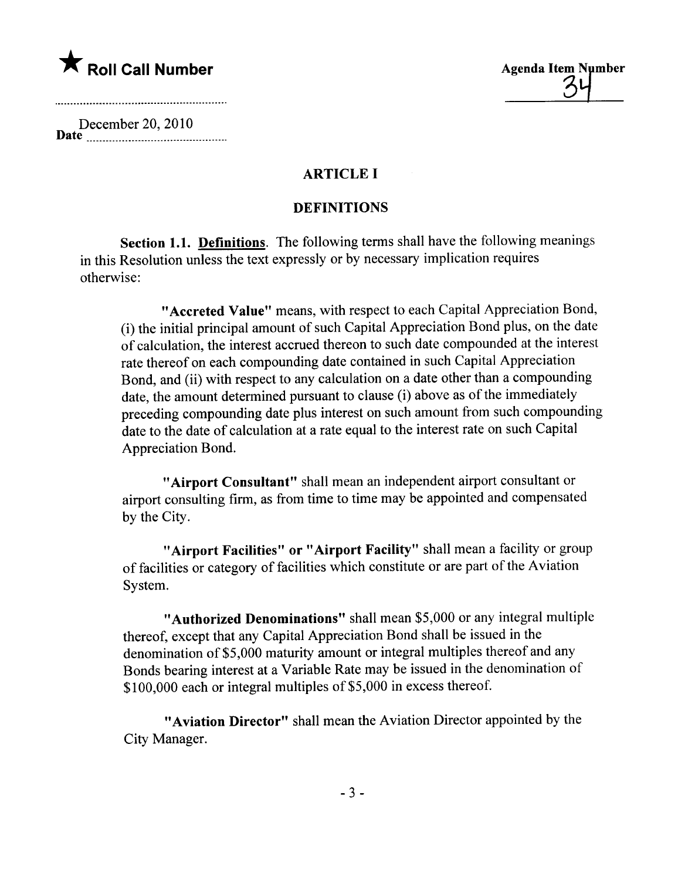★ **Roll Call Number**

Agenda Item Number 34

Date December 20, 2010

## ARTICLE I

## DEFINITIONS

**Section 1.1. Definitions**. The following terms shall have the following meanings in this Resolution unless the text expressly or by necessary implication requires otherwise:

**"Accreted Value"** means, with respect to each Capital Appreciation Bond, (i) the initial principal amount of such Capital Appreciation Bond plus, on the date of calculation, the interest accrued thereon to such date compounded at the interest rate thereof on each compounding date contained in such Capital Appreciation Bond, and (ii) with respect to any calculation on a date other than a compounding date, the amount determined pursuant to clause (i) above as of the immediately preceding compounding date plus interest on such amount from such compounding date to the date of calculation at a rate equal to the interest rate on such Capital Appreciation Bond.

**"Airport Consultant"** shall mean an independent airport consultant or airport consulting firm, as from time to time may be appointed and compensated by the City.

**"Airport Facilities" or "Airport Facility"** shall mean a facility or group of facilities or category of facilities which constitute or are part of the Aviation System.

**"Authorized Denominations"** shall mean $5,000 or any integral multiple thereof, except that any Capital Appreciation Bond shall be issued in the denomination of $5,000 maturity amount or integral multiples thereof and any Bonds bearing interest at a Variable Rate may be issued in the denomination of $100,000 each or integral multiples of $5,000 in excess thereof.

**"Aviation Director"** shall mean the Aviation Director appointed by the City Manager.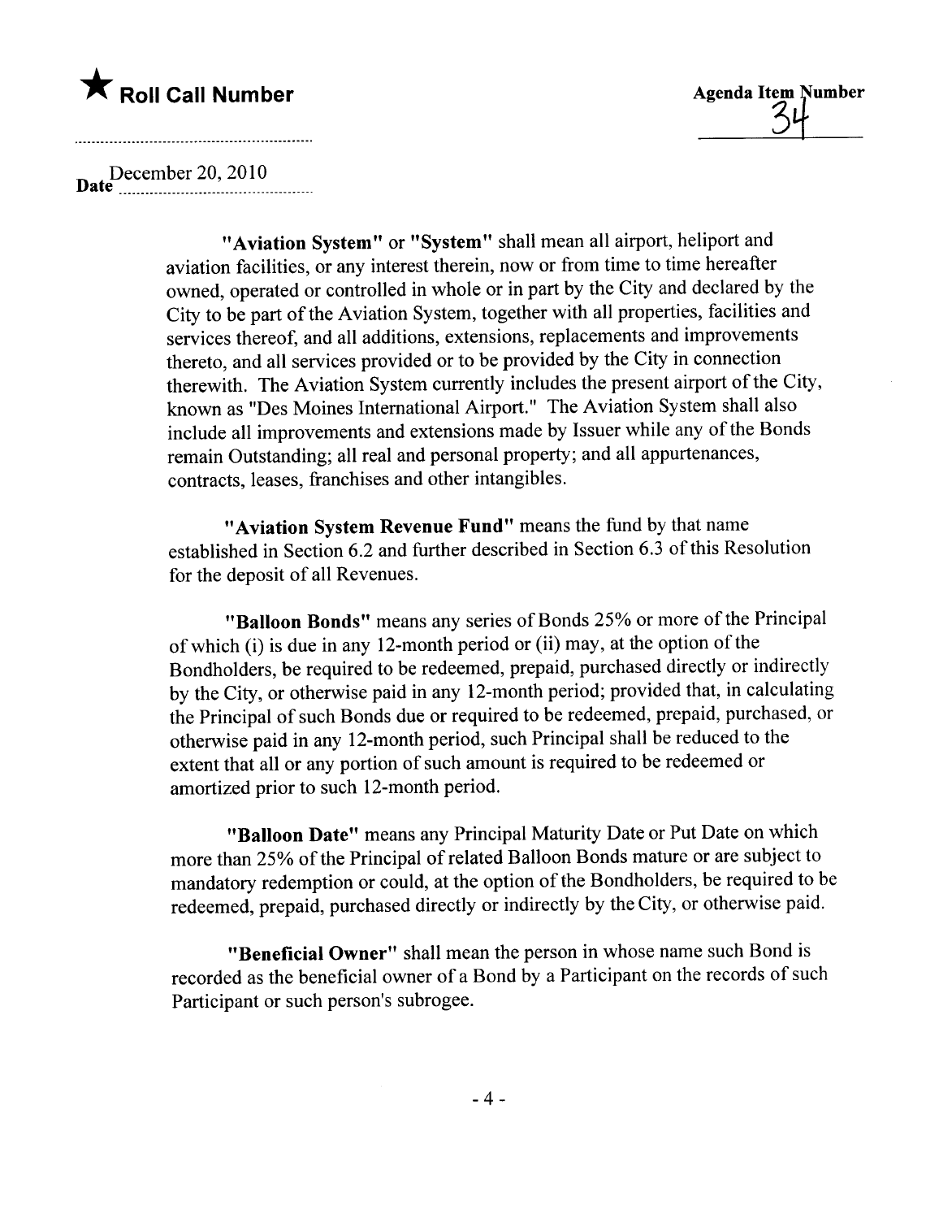**★ Roll Call Number**

**Agenda Item Number** 34

Date December 20, 2010

**"Aviation System"** or **"System"** shall mean all airport, heliport and aviation facilities, or any interest therein, now or from time to time hereafter owned, operated or controlled in whole or in part by the City and declared by the City to be part of the Aviation System, together with all properties, facilities and services thereof, and all additions, extensions, replacements and improvements thereto, and all services provided or to be provided by the City in connection therewith. The Aviation System currently includes the present airport of the City, known as "Des Moines International Airport." The Aviation System shall also include all improvements and extensions made by Issuer while any of the Bonds remain Outstanding; all real and personal property; and all appurtenances, contracts, leases, franchises and other intangibles.

**"Aviation System Revenue Fund"** means the fund by that name established in Section 6.2 and further described in Section 6.3 of this Resolution for the deposit of all Revenues.

**"Balloon Bonds"** means any series of Bonds 25% or more of the Principal of which (i) is due in any 12-month period or (ii) may, at the option of the Bondholders, be required to be redeemed, prepaid, purchased directly or indirectly by the City, or otherwise paid in any 12-month period; provided that, in calculating the Principal of such Bonds due or required to be redeemed, prepaid, purchased, or otherwise paid in any 12-month period, such Principal shall be reduced to the extent that all or any portion of such amount is required to be redeemed or amortized prior to such 12-month period.

**"Balloon Date"** means any Principal Maturity Date or Put Date on which more than 25% of the Principal of related Balloon Bonds mature or are subject to mandatory redemption or could, at the option of the Bondholders, be required to be redeemed, prepaid, purchased directly or indirectly by the City, or otherwise paid.

**"Beneficial Owner"** shall mean the person in whose name such Bond is recorded as the beneficial owner of a Bond by a Participant on the records of such Participant or such person's subrogee.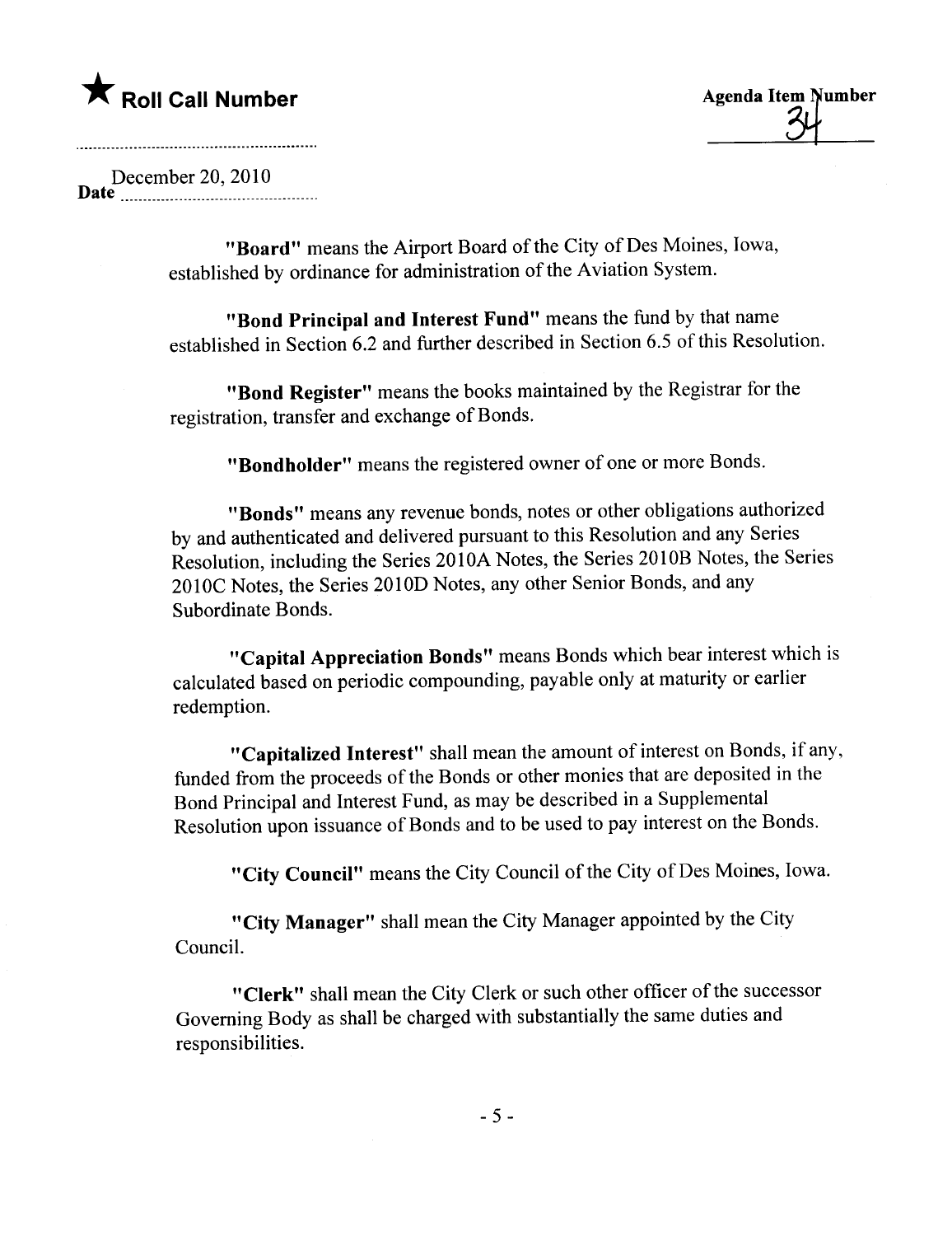"**Board**" means the Airport Board of the City of Des Moines, Iowa, established by ordinance for administration of the Aviation System.

"**Bond Principal and Interest Fund**" means the fund by that name established in Section 6.2 and further described in Section 6.5 of this Resolution.

"**Bond Register**" means the books maintained by the Registrar for the registration, transfer and exchange of Bonds.

"**Bondholder**" means the registered owner of one or more Bonds.

"**Bonds**" means any revenue bonds, notes or other obligations authorized by and authenticated and delivered pursuant to this Resolution and any Series Resolution, including the Series 2010A Notes, the Series 2010B Notes, the Series 2010C Notes, the Series 2010D Notes, any other Senior Bonds, and any Subordinate Bonds.

"**Capital Appreciation Bonds**" means Bonds which bear interest which is calculated based on periodic compounding, payable only at maturity or earlier redemption.

"**Capitalized Interest**" shall mean the amount of interest on Bonds, if any, funded from the proceeds of the Bonds or other monies that are deposited in the Bond Principal and Interest Fund, as may be described in a Supplemental Resolution upon issuance of Bonds and to be used to pay interest on the Bonds.

"**City Council**" means the City Council of the City of Des Moines, Iowa.

"**City Manager**" shall mean the City Manager appointed by the City Council.

"**Clerk**" shall mean the City Clerk or such other officer of the successor Governing Body as shall be charged with substantially the same duties and responsibilities.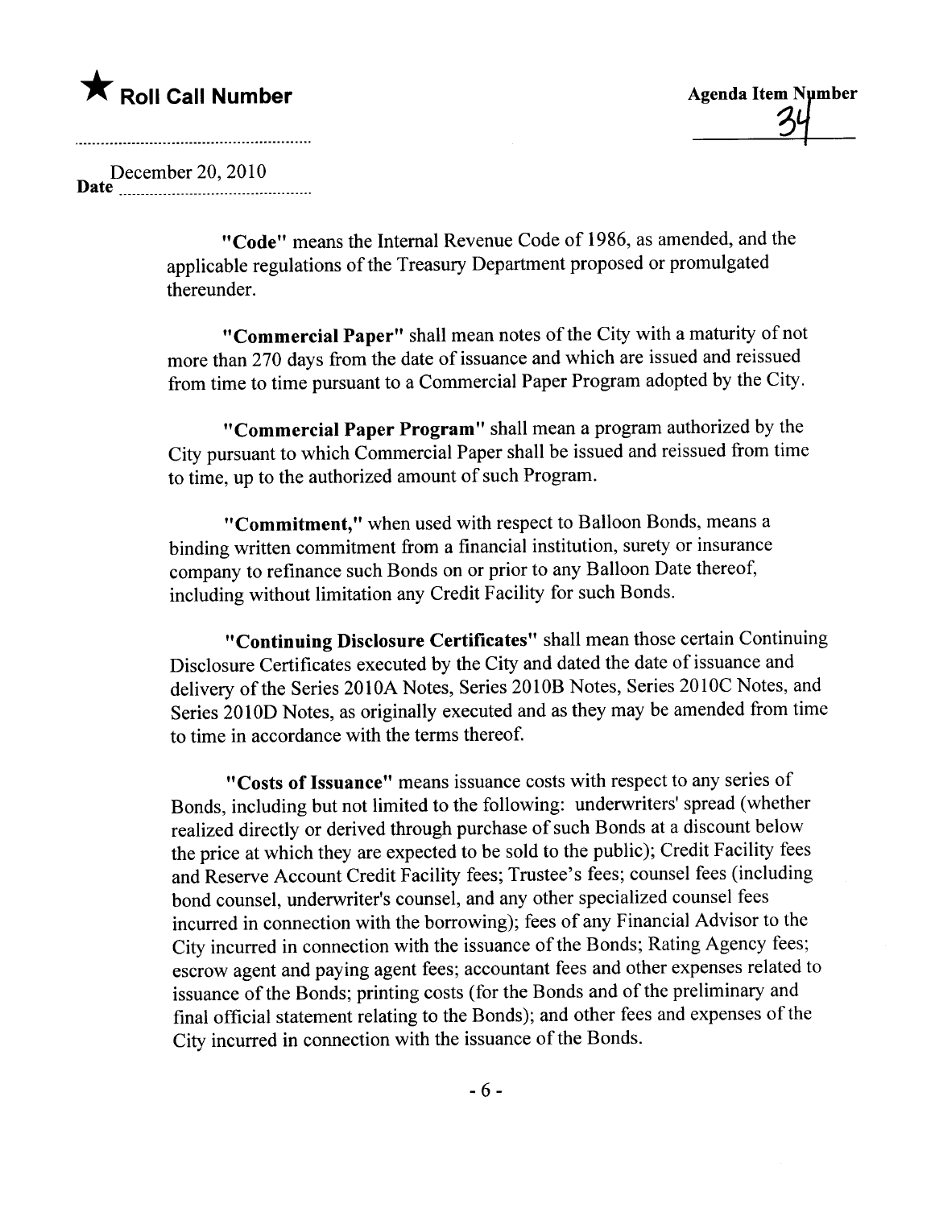★ **Roll Call Number**

**Agenda Item Number**

34

December 20, 2010
**Date**

**"Code"** means the Internal Revenue Code of 1986, as amended, and the applicable regulations of the Treasury Department proposed or promulgated thereunder.

**"Commercial Paper"** shall mean notes of the City with a maturity of not more than 270 days from the date of issuance and which are issued and reissued from time to time pursuant to a Commercial Paper Program adopted by the City.

**"Commercial Paper Program"** shall mean a program authorized by the City pursuant to which Commercial Paper shall be issued and reissued from time to time, up to the authorized amount of such Program.

**"Commitment,"** when used with respect to Balloon Bonds, means a binding written commitment from a financial institution, surety or insurance company to refinance such Bonds on or prior to any Balloon Date thereof, including without limitation any Credit Facility for such Bonds.

**"Continuing Disclosure Certificates"** shall mean those certain Continuing Disclosure Certificates executed by the City and dated the date of issuance and delivery of the Series 2010A Notes, Series 2010B Notes, Series 2010C Notes, and Series 2010D Notes, as originally executed and as they may be amended from time to time in accordance with the terms thereof.

**"Costs of Issuance"** means issuance costs with respect to any series of Bonds, including but not limited to the following: underwriters' spread (whether realized directly or derived through purchase of such Bonds at a discount below the price at which they are expected to be sold to the public); Credit Facility fees and Reserve Account Credit Facility fees; Trustee's fees; counsel fees (including bond counsel, underwriter's counsel, and any other specialized counsel fees incurred in connection with the borrowing); fees of any Financial Advisor to the City incurred in connection with the issuance of the Bonds; Rating Agency fees; escrow agent and paying agent fees; accountant fees and other expenses related to issuance of the Bonds; printing costs (for the Bonds and of the preliminary and final official statement relating to the Bonds); and other fees and expenses of the City incurred in connection with the issuance of the Bonds.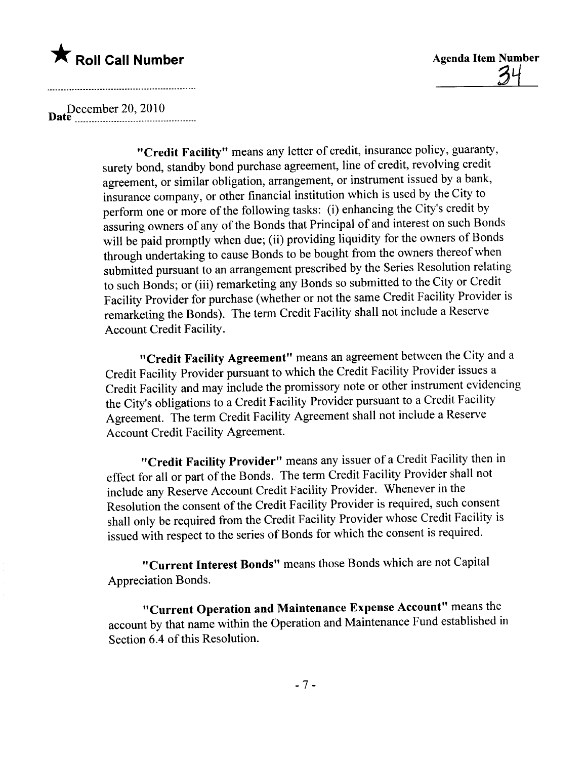"**Credit Facility**" means any letter of credit, insurance policy, guaranty, surety bond, standby bond purchase agreement, line of credit, revolving credit agreement, or similar obligation, arrangement, or instrument issued by a bank, insurance company, or other financial institution which is used by the City to perform one or more of the following tasks: (i) enhancing the City's credit by assuring owners of any of the Bonds that Principal of and interest on such Bonds will be paid promptly when due; (ii) providing liquidity for the owners of Bonds through undertaking to cause Bonds to be bought from the owners thereof when submitted pursuant to an arrangement prescribed by the Series Resolution relating to such Bonds; or (iii) remarketing any Bonds so submitted to the City or Credit Facility Provider for purchase (whether or not the same Credit Facility Provider is remarketing the Bonds). The term Credit Facility shall not include a Reserve Account Credit Facility.

"**Credit Facility Agreement**" means an agreement between the City and a Credit Facility Provider pursuant to which the Credit Facility Provider issues a Credit Facility and may include the promissory note or other instrument evidencing the City's obligations to a Credit Facility Provider pursuant to a Credit Facility Agreement. The term Credit Facility Agreement shall not include a Reserve Account Credit Facility Agreement.

"**Credit Facility Provider**" means any issuer of a Credit Facility then in effect for all or part of the Bonds. The term Credit Facility Provider shall not include any Reserve Account Credit Facility Provider. Whenever in the Resolution the consent of the Credit Facility Provider is required, such consent shall only be required from the Credit Facility Provider whose Credit Facility is issued with respect to the series of Bonds for which the consent is required.

"**Current Interest Bonds**" means those Bonds which are not Capital Appreciation Bonds.

"**Current Operation and Maintenance Expense Account**" means the account by that name within the Operation and Maintenance Fund established in Section 6.4 of this Resolution.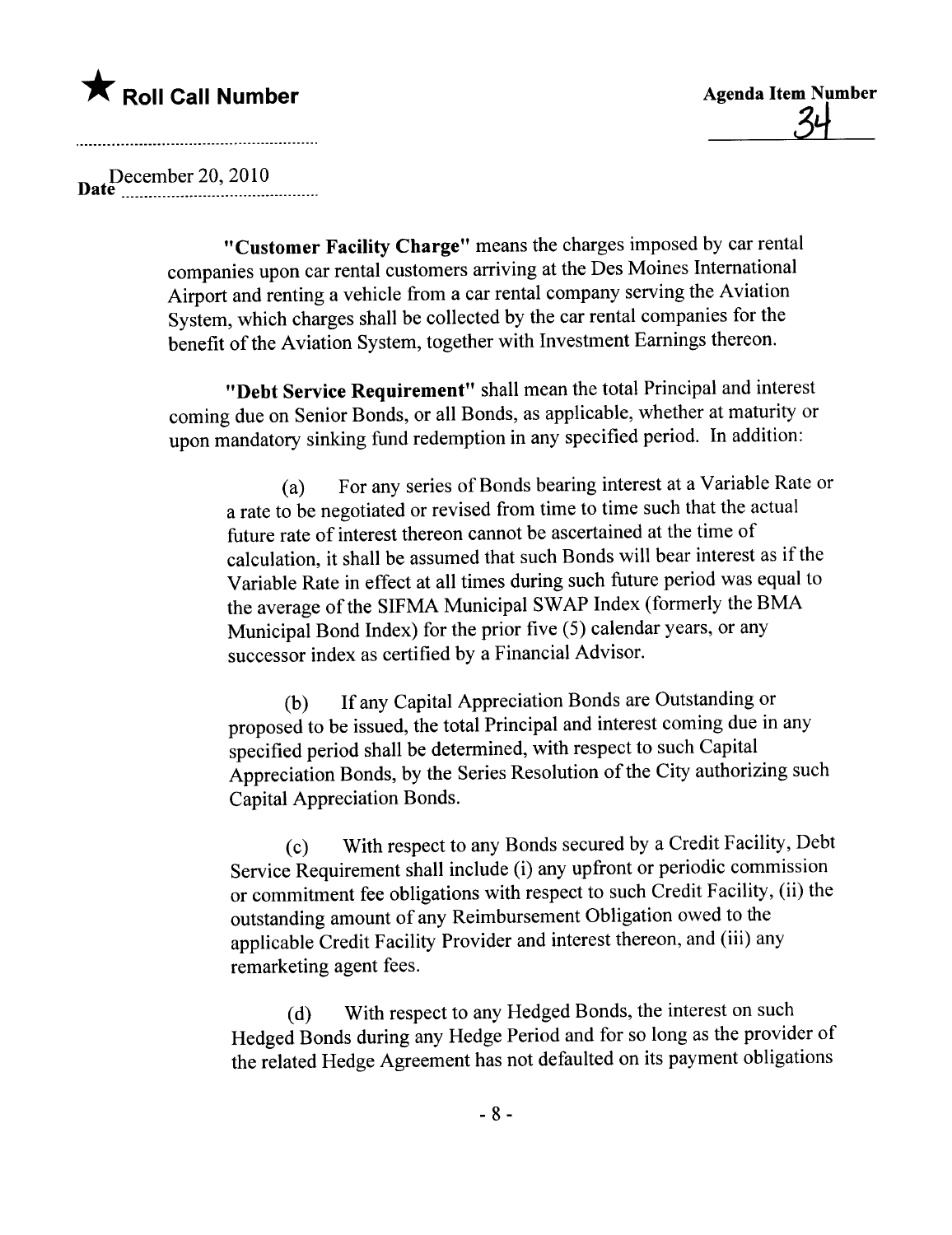**"Customer Facility Charge"** means the charges imposed by car rental companies upon car rental customers arriving at the Des Moines International Airport and renting a vehicle from a car rental company serving the Aviation System, which charges shall be collected by the car rental companies for the benefit of the Aviation System, together with Investment Earnings thereon.

**"Debt Service Requirement"** shall mean the total Principal and interest coming due on Senior Bonds, or all Bonds, as applicable, whether at maturity or upon mandatory sinking fund redemption in any specified period. In addition:

(a) For any series of Bonds bearing interest at a Variable Rate or a rate to be negotiated or revised from time to time such that the actual future rate of interest thereon cannot be ascertained at the time of calculation, it shall be assumed that such Bonds will bear interest as if the Variable Rate in effect at all times during such future period was equal to the average of the SIFMA Municipal SWAP Index (formerly the BMA Municipal Bond Index) for the prior five (5) calendar years, or any successor index as certified by a Financial Advisor.

(b) If any Capital Appreciation Bonds are Outstanding or proposed to be issued, the total Principal and interest coming due in any specified period shall be determined, with respect to such Capital Appreciation Bonds, by the Series Resolution of the City authorizing such Capital Appreciation Bonds.

(c) With respect to any Bonds secured by a Credit Facility, Debt Service Requirement shall include (i) any upfront or periodic commission or commitment fee obligations with respect to such Credit Facility, (ii) the outstanding amount of any Reimbursement Obligation owed to the applicable Credit Facility Provider and interest thereon, and (iii) any remarketing agent fees.

(d) With respect to any Hedged Bonds, the interest on such Hedged Bonds during any Hedge Period and for so long as the provider of the related Hedge Agreement has not defaulted on its payment obligations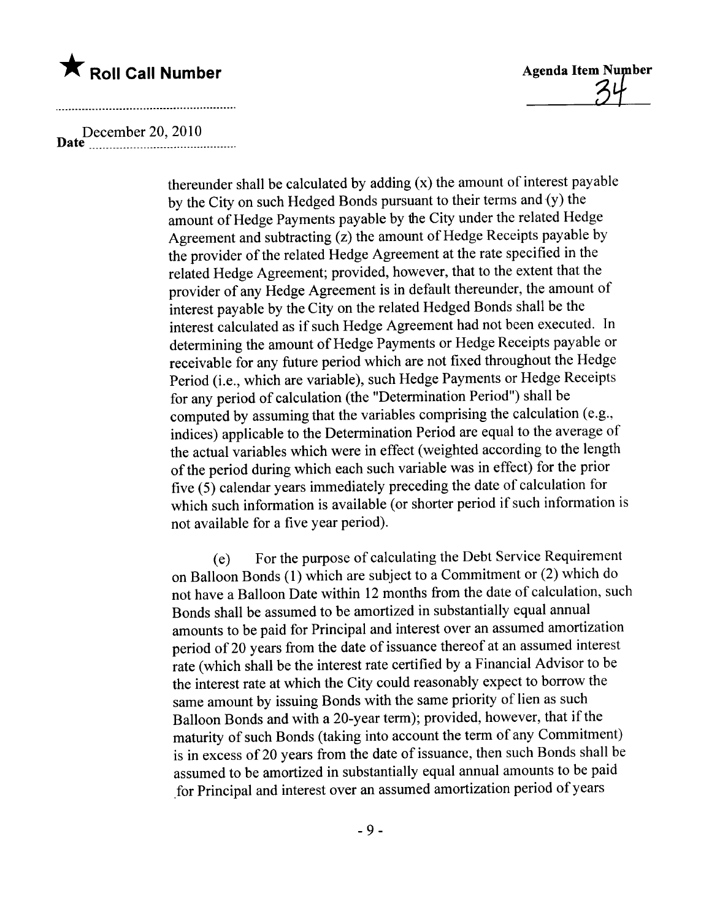thereunder shall be calculated by adding (x) the amount of interest payable by the City on such Hedged Bonds pursuant to their terms and (y) the amount of Hedge Payments payable by the City under the related Hedge Agreement and subtracting (z) the amount of Hedge Receipts payable by the provider of the related Hedge Agreement at the rate specified in the related Hedge Agreement; provided, however, that to the extent that the provider of any Hedge Agreement is in default thereunder, the amount of interest payable by the City on the related Hedged Bonds shall be the interest calculated as if such Hedge Agreement had not been executed. In determining the amount of Hedge Payments or Hedge Receipts payable or receivable for any future period which are not fixed throughout the Hedge Period (i.e., which are variable), such Hedge Payments or Hedge Receipts for any period of calculation (the "Determination Period") shall be computed by assuming that the variables comprising the calculation (e.g., indices) applicable to the Determination Period are equal to the average of the actual variables which were in effect (weighted according to the length of the period during which each such variable was in effect) for the prior five (5) calendar years immediately preceding the date of calculation for which such information is available (or shorter period if such information is not available for a five year period).

(e) For the purpose of calculating the Debt Service Requirement on Balloon Bonds (1) which are subject to a Commitment or (2) which do not have a Balloon Date within 12 months from the date of calculation, such Bonds shall be assumed to be amortized in substantially equal annual amounts to be paid for Principal and interest over an assumed amortization period of 20 years from the date of issuance thereof at an assumed interest rate (which shall be the interest rate certified by a Financial Advisor to be the interest rate at which the City could reasonably expect to borrow the same amount by issuing Bonds with the same priority of lien as such Balloon Bonds and with a 20-year term); provided, however, that if the maturity of such Bonds (taking into account the term of any Commitment) is in excess of 20 years from the date of issuance, then such Bonds shall be assumed to be amortized in substantially equal annual amounts to be paid for Principal and interest over an assumed amortization period of years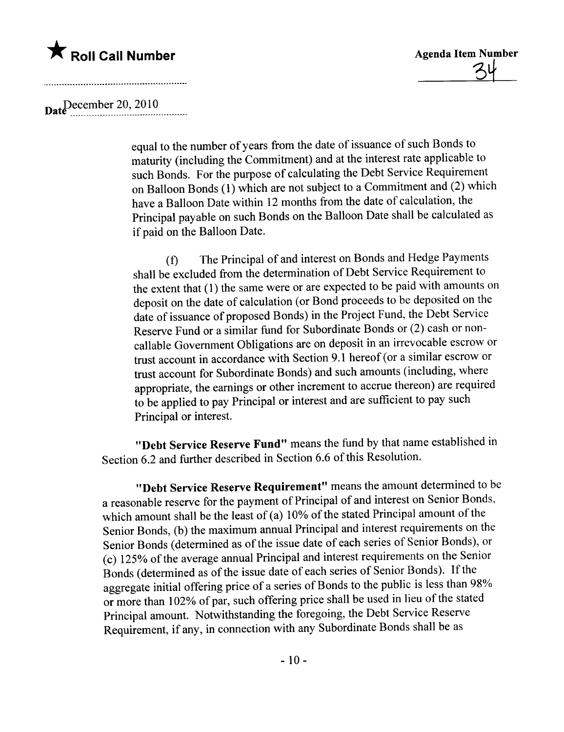equal to the number of years from the date of issuance of such Bonds to maturity (including the Commitment) and at the interest rate applicable to such Bonds. For the purpose of calculating the Debt Service Requirement on Balloon Bonds (1) which are not subject to a Commitment and (2) which have a Balloon Date within 12 months from the date of calculation, the Principal payable on such Bonds on the Balloon Date shall be calculated as if paid on the Balloon Date.

(f) The Principal of and interest on Bonds and Hedge Payments shall be excluded from the determination of Debt Service Requirement to the extent that (1) the same were or are expected to be paid with amounts on deposit on the date of calculation (or Bond proceeds to be deposited on the date of issuance of proposed Bonds) in the Project Fund, the Debt Service Reserve Fund or a similar fund for Subordinate Bonds or (2) cash or non-callable Government Obligations are on deposit in an irrevocable escrow or trust account in accordance with Section 9.1 hereof (or a similar escrow or trust account for Subordinate Bonds) and such amounts (including, where appropriate, the earnings or other increment to accrue thereon) are required to be applied to pay Principal or interest and are sufficient to pay such Principal or interest.

**"Debt Service Reserve Fund"** means the fund by that name established in Section 6.2 and further described in Section 6.6 of this Resolution.

**"Debt Service Reserve Requirement"** means the amount determined to be a reasonable reserve for the payment of Principal of and interest on Senior Bonds, which amount shall be the least of (a) 10% of the stated Principal amount of the Senior Bonds, (b) the maximum annual Principal and interest requirements on the Senior Bonds (determined as of the issue date of each series of Senior Bonds), or (c) 125% of the average annual Principal and interest requirements on the Senior Bonds (determined as of the issue date of each series of Senior Bonds). If the aggregate initial offering price of a series of Bonds to the public is less than 98% or more than 102% of par, such offering price shall be used in lieu of the stated Principal amount. Notwithstanding the foregoing, the Debt Service Reserve Requirement, if any, in connection with any Subordinate Bonds shall be as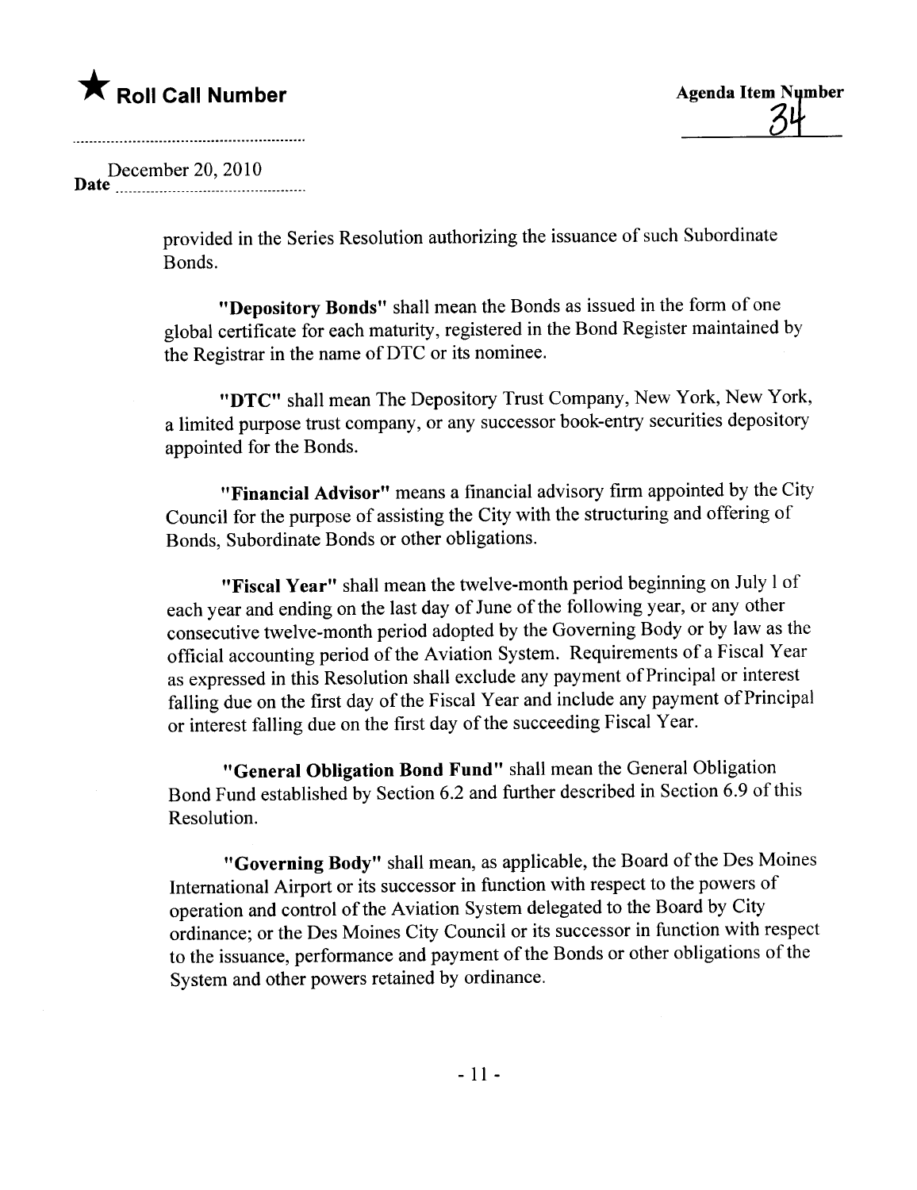provided in the Series Resolution authorizing the issuance of such Subordinate Bonds.

**"Depository Bonds"** shall mean the Bonds as issued in the form of one global certificate for each maturity, registered in the Bond Register maintained by the Registrar in the name of DTC or its nominee.

**"DTC"** shall mean The Depository Trust Company, New York, New York, a limited purpose trust company, or any successor book-entry securities depository appointed for the Bonds.

**"Financial Advisor"** means a financial advisory firm appointed by the City Council for the purpose of assisting the City with the structuring and offering of Bonds, Subordinate Bonds or other obligations.

**"Fiscal Year"** shall mean the twelve-month period beginning on July 1 of each year and ending on the last day of June of the following year, or any other consecutive twelve-month period adopted by the Governing Body or by law as the official accounting period of the Aviation System. Requirements of a Fiscal Year as expressed in this Resolution shall exclude any payment of Principal or interest falling due on the first day of the Fiscal Year and include any payment of Principal or interest falling due on the first day of the succeeding Fiscal Year.

**"General Obligation Bond Fund"** shall mean the General Obligation Bond Fund established by Section 6.2 and further described in Section 6.9 of this Resolution.

**"Governing Body"** shall mean, as applicable, the Board of the Des Moines International Airport or its successor in function with respect to the powers of operation and control of the Aviation System delegated to the Board by City ordinance; or the Des Moines City Council or its successor in function with respect to the issuance, performance and payment of the Bonds or other obligations of the System and other powers retained by ordinance.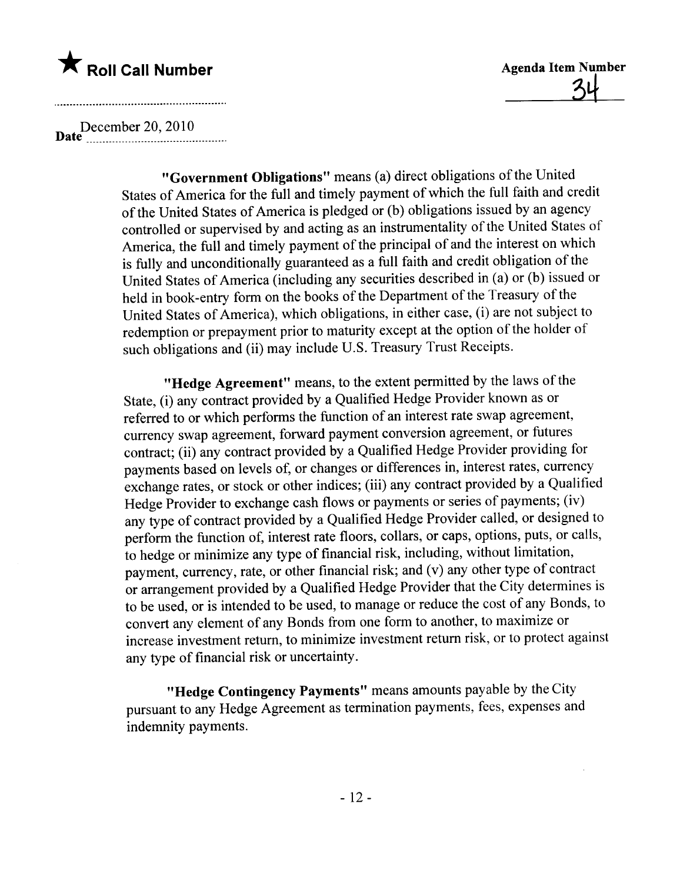"**Government Obligations**" means (a) direct obligations of the United States of America for the full and timely payment of which the full faith and credit of the United States of America is pledged or (b) obligations issued by an agency controlled or supervised by and acting as an instrumentality of the United States of America, the full and timely payment of the principal of and the interest on which is fully and unconditionally guaranteed as a full faith and credit obligation of the United States of America (including any securities described in (a) or (b) issued or held in book-entry form on the books of the Department of the Treasury of the United States of America), which obligations, in either case, (i) are not subject to redemption or prepayment prior to maturity except at the option of the holder of such obligations and (ii) may include U.S. Treasury Trust Receipts.

"**Hedge Agreement**" means, to the extent permitted by the laws of the State, (i) any contract provided by a Qualified Hedge Provider known as or referred to or which performs the function of an interest rate swap agreement, currency swap agreement, forward payment conversion agreement, or futures contract; (ii) any contract provided by a Qualified Hedge Provider providing for payments based on levels of, or changes or differences in, interest rates, currency exchange rates, or stock or other indices; (iii) any contract provided by a Qualified Hedge Provider to exchange cash flows or payments or series of payments; (iv) any type of contract provided by a Qualified Hedge Provider called, or designed to perform the function of, interest rate floors, collars, or caps, options, puts, or calls, to hedge or minimize any type of financial risk, including, without limitation, payment, currency, rate, or other financial risk; and (v) any other type of contract or arrangement provided by a Qualified Hedge Provider that the City determines is to be used, or is intended to be used, to manage or reduce the cost of any Bonds, to convert any element of any Bonds from one form to another, to maximize or increase investment return, to minimize investment return risk, or to protect against any type of financial risk or uncertainty.

"**Hedge Contingency Payments**" means amounts payable by the City pursuant to any Hedge Agreement as termination payments, fees, expenses and indemnity payments.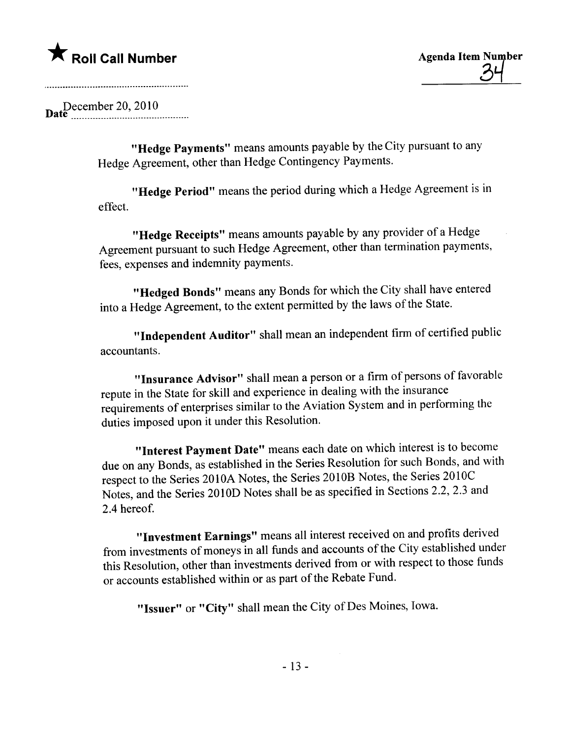**"Hedge Payments"** means amounts payable by the City pursuant to any Hedge Agreement, other than Hedge Contingency Payments.

**"Hedge Period"** means the period during which a Hedge Agreement is in effect.

**"Hedge Receipts"** means amounts payable by any provider of a Hedge Agreement pursuant to such Hedge Agreement, other than termination payments, fees, expenses and indemnity payments.

**"Hedged Bonds"** means any Bonds for which the City shall have entered into a Hedge Agreement, to the extent permitted by the laws of the State.

**"Independent Auditor"** shall mean an independent firm of certified public accountants.

**"Insurance Advisor"** shall mean a person or a firm of persons of favorable repute in the State for skill and experience in dealing with the insurance requirements of enterprises similar to the Aviation System and in performing the duties imposed upon it under this Resolution.

**"Interest Payment Date"** means each date on which interest is to become due on any Bonds, as established in the Series Resolution for such Bonds, and with respect to the Series 2010A Notes, the Series 2010B Notes, the Series 2010C Notes, and the Series 2010D Notes shall be as specified in Sections 2.2, 2.3 and 2.4 hereof.

**"Investment Earnings"** means all interest received on and profits derived from investments of moneys in all funds and accounts of the City established under this Resolution, other than investments derived from or with respect to those funds or accounts established within or as part of the Rebate Fund.

**"Issuer"** or **"City"** shall mean the City of Des Moines, Iowa.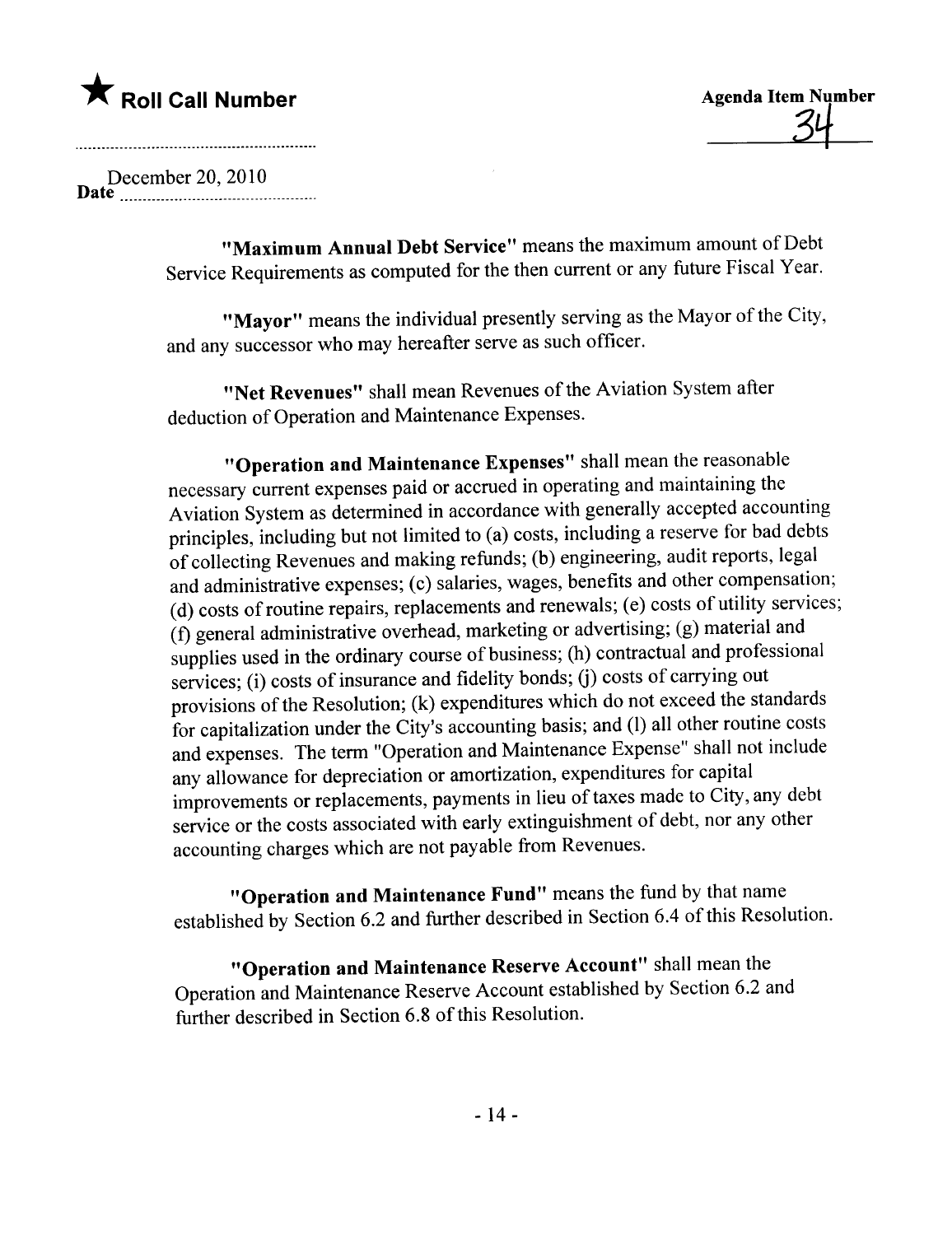★ **Roll Call Number**

**Agenda Item Number** 34

Date December 20, 2010

**"Maximum Annual Debt Service"** means the maximum amount of Debt Service Requirements as computed for the then current or any future Fiscal Year.

**"Mayor"** means the individual presently serving as the Mayor of the City, and any successor who may hereafter serve as such officer.

**"Net Revenues"** shall mean Revenues of the Aviation System after deduction of Operation and Maintenance Expenses.

**"Operation and Maintenance Expenses"** shall mean the reasonable necessary current expenses paid or accrued in operating and maintaining the Aviation System as determined in accordance with generally accepted accounting principles, including but not limited to (a) costs, including a reserve for bad debts of collecting Revenues and making refunds; (b) engineering, audit reports, legal and administrative expenses; (c) salaries, wages, benefits and other compensation; (d) costs of routine repairs, replacements and renewals; (e) costs of utility services; (f) general administrative overhead, marketing or advertising; (g) material and supplies used in the ordinary course of business; (h) contractual and professional services; (i) costs of insurance and fidelity bonds; (j) costs of carrying out provisions of the Resolution; (k) expenditures which do not exceed the standards for capitalization under the City's accounting basis; and (l) all other routine costs and expenses. The term "Operation and Maintenance Expense" shall not include any allowance for depreciation or amortization, expenditures for capital improvements or replacements, payments in lieu of taxes made to City, any debt service or the costs associated with early extinguishment of debt, nor any other accounting charges which are not payable from Revenues.

**"Operation and Maintenance Fund"** means the fund by that name established by Section 6.2 and further described in Section 6.4 of this Resolution.

**"Operation and Maintenance Reserve Account"** shall mean the Operation and Maintenance Reserve Account established by Section 6.2 and further described in Section 6.8 of this Resolution.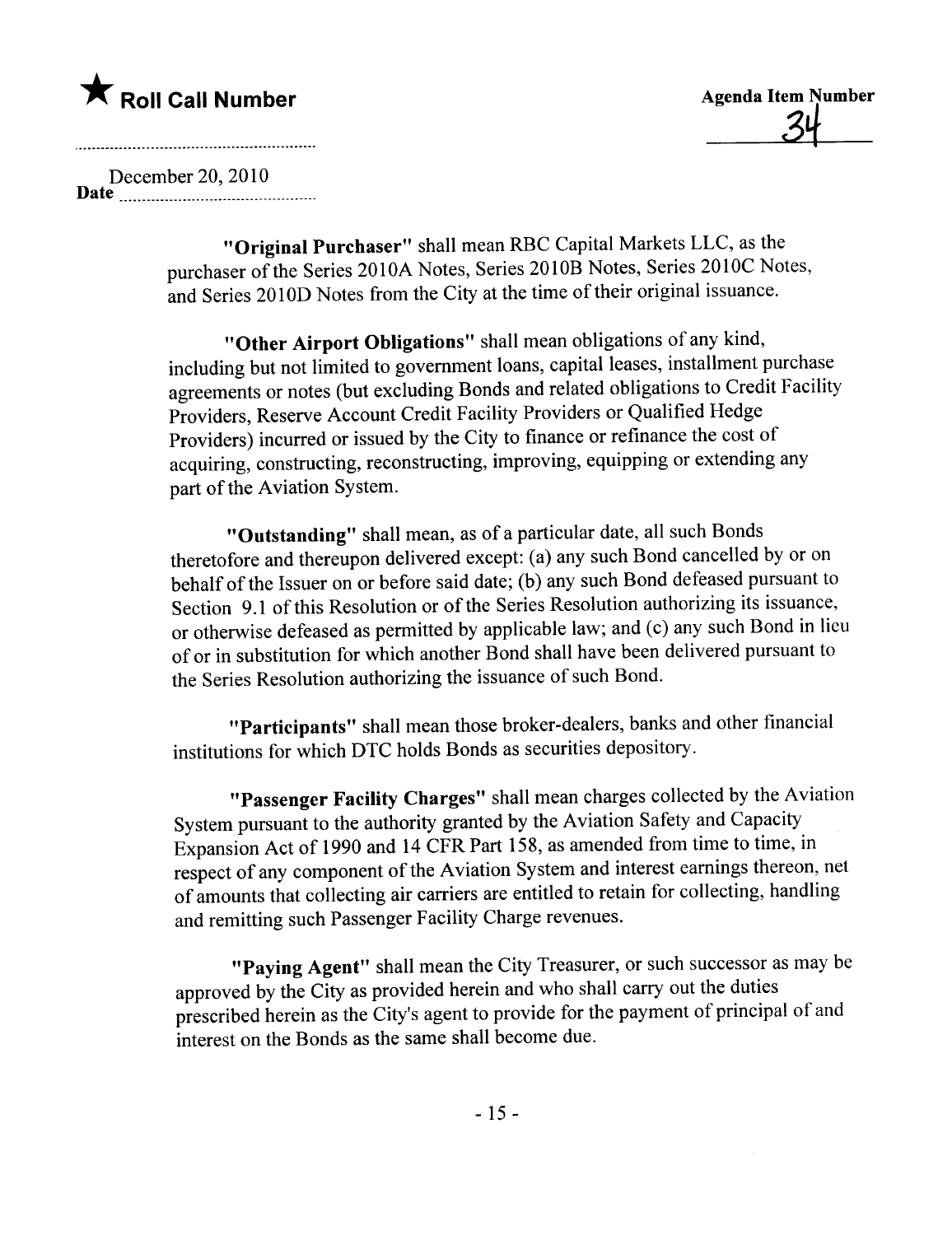★ **Roll Call Number**

**Agenda Item Number**

34

December 20, 2010
**Date**

**"Original Purchaser"** shall mean RBC Capital Markets LLC, as the purchaser of the Series 2010A Notes, Series 2010B Notes, Series 2010C Notes, and Series 2010D Notes from the City at the time of their original issuance.

**"Other Airport Obligations"** shall mean obligations of any kind, including but not limited to government loans, capital leases, installment purchase agreements or notes (but excluding Bonds and related obligations to Credit Facility Providers, Reserve Account Credit Facility Providers or Qualified Hedge Providers) incurred or issued by the City to finance or refinance the cost of acquiring, constructing, reconstructing, improving, equipping or extending any part of the Aviation System.

**"Outstanding"** shall mean, as of a particular date, all such Bonds theretofore and thereupon delivered except: (a) any such Bond cancelled by or on behalf of the Issuer on or before said date; (b) any such Bond defeased pursuant to Section 9.1 of this Resolution or of the Series Resolution authorizing its issuance, or otherwise defeased as permitted by applicable law; and (c) any such Bond in lieu of or in substitution for which another Bond shall have been delivered pursuant to the Series Resolution authorizing the issuance of such Bond.

**"Participants"** shall mean those broker-dealers, banks and other financial institutions for which DTC holds Bonds as securities depository.

**"Passenger Facility Charges"** shall mean charges collected by the Aviation System pursuant to the authority granted by the Aviation Safety and Capacity Expansion Act of 1990 and 14 CFR Part 158, as amended from time to time, in respect of any component of the Aviation System and interest earnings thereon, net of amounts that collecting air carriers are entitled to retain for collecting, handling and remitting such Passenger Facility Charge revenues.

**"Paying Agent"** shall mean the City Treasurer, or such successor as may be approved by the City as provided herein and who shall carry out the duties prescribed herein as the City's agent to provide for the payment of principal of and interest on the Bonds as the same shall become due.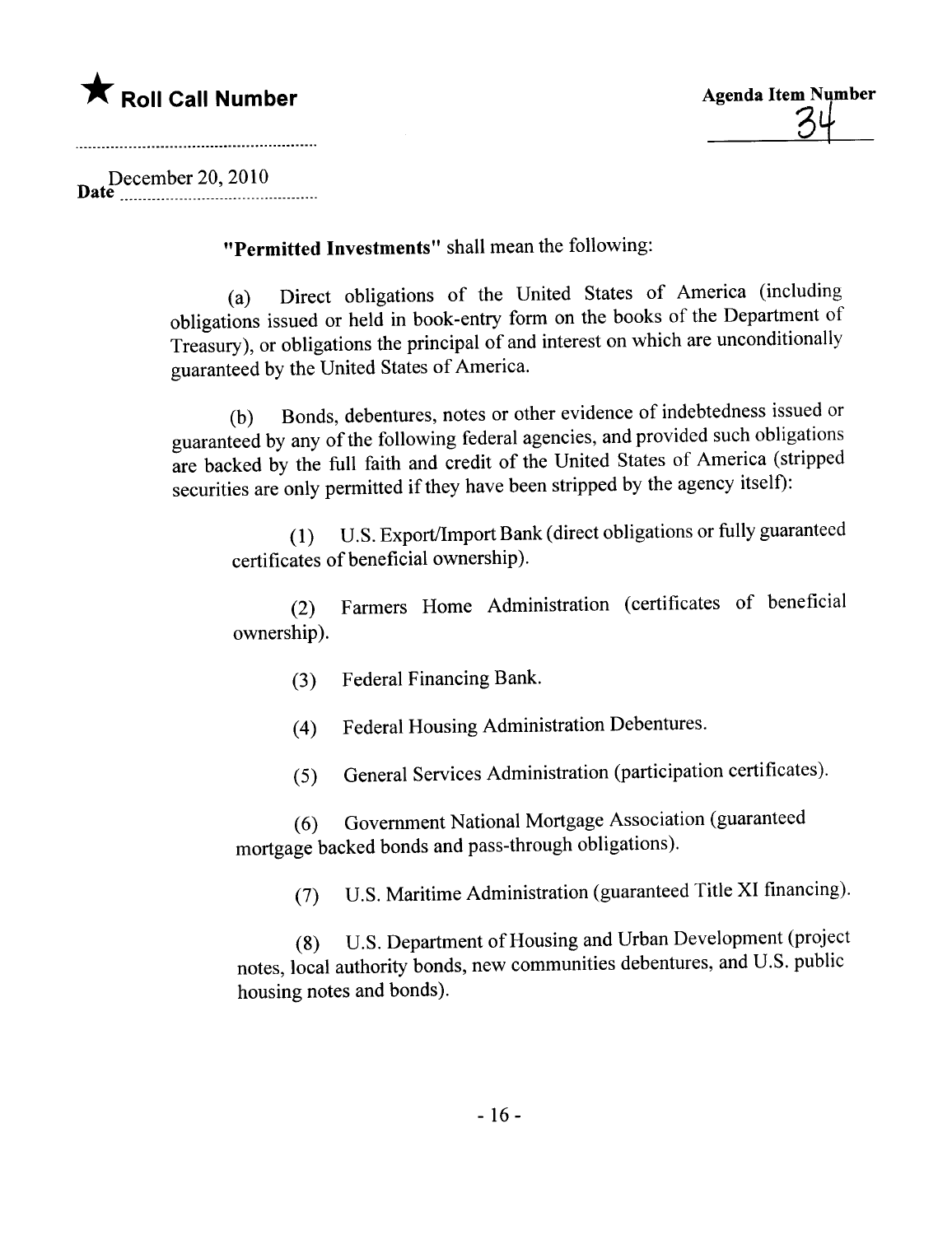"**Permitted Investments**" shall mean the following:

(a) Direct obligations of the United States of America (including obligations issued or held in book-entry form on the books of the Department of Treasury), or obligations the principal of and interest on which are unconditionally guaranteed by the United States of America.

(b) Bonds, debentures, notes or other evidence of indebtedness issued or guaranteed by any of the following federal agencies, and provided such obligations are backed by the full faith and credit of the United States of America (stripped securities are only permitted if they have been stripped by the agency itself):

(1) U.S. Export/Import Bank (direct obligations or fully guaranteed certificates of beneficial ownership).

(2) Farmers Home Administration (certificates of beneficial ownership).

(3) Federal Financing Bank.

(4) Federal Housing Administration Debentures.

(5) General Services Administration (participation certificates).

(6) Government National Mortgage Association (guaranteed mortgage backed bonds and pass-through obligations).

(7) U.S. Maritime Administration (guaranteed Title XI financing).

(8) U.S. Department of Housing and Urban Development (project notes, local authority bonds, new communities debentures, and U.S. public housing notes and bonds).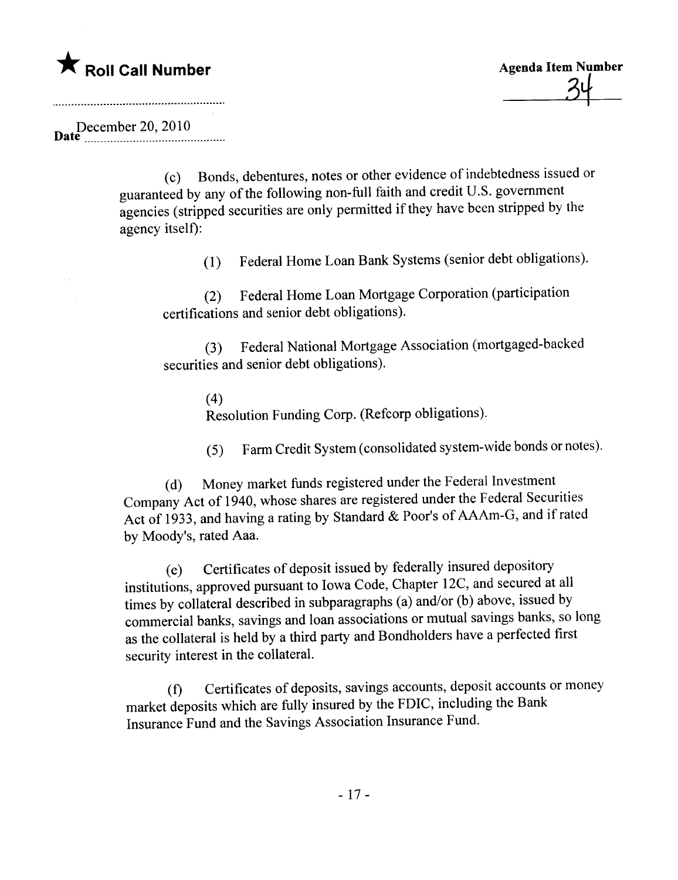★ Roll Call Number

Agenda Item Number 34

Date December 20, 2010

(c) Bonds, debentures, notes or other evidence of indebtedness issued or guaranteed by any of the following non-full faith and credit U.S. government agencies (stripped securities are only permitted if they have been stripped by the agency itself):

(1) Federal Home Loan Bank Systems (senior debt obligations).

(2) Federal Home Loan Mortgage Corporation (participation certifications and senior debt obligations).

(3) Federal National Mortgage Association (mortgaged-backed securities and senior debt obligations).

(4)
Resolution Funding Corp. (Refcorp obligations).

(5) Farm Credit System (consolidated system-wide bonds or notes).

(d) Money market funds registered under the Federal Investment Company Act of 1940, whose shares are registered under the Federal Securities Act of 1933, and having a rating by Standard & Poor's of AAAm-G, and if rated by Moody's, rated Aaa.

(e) Certificates of deposit issued by federally insured depository institutions, approved pursuant to Iowa Code, Chapter 12C, and secured at all times by collateral described in subparagraphs (a) and/or (b) above, issued by commercial banks, savings and loan associations or mutual savings banks, so long as the collateral is held by a third party and Bondholders have a perfected first security interest in the collateral.

(f) Certificates of deposits, savings accounts, deposit accounts or money market deposits which are fully insured by the FDIC, including the Bank Insurance Fund and the Savings Association Insurance Fund.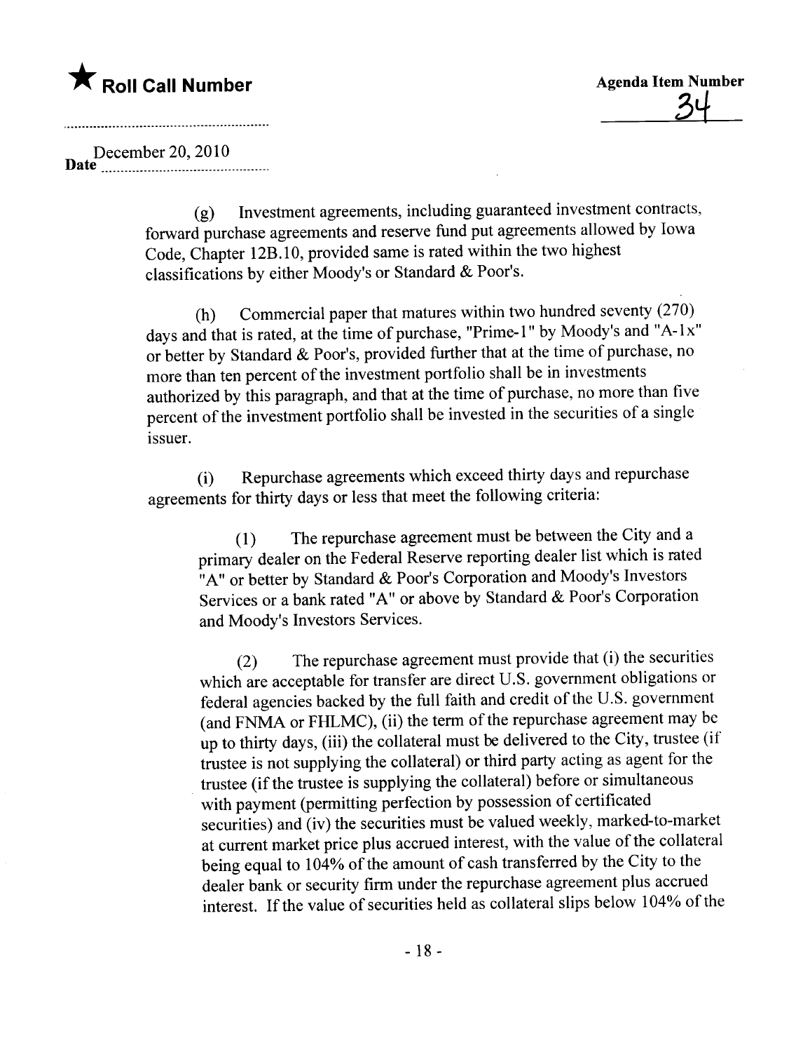★ **Roll Call Number**

**Agenda Item Number**
34

**Date** December 20, 2010

(g) Investment agreements, including guaranteed investment contracts, forward purchase agreements and reserve fund put agreements allowed by Iowa Code, Chapter 12B.10, provided same is rated within the two highest classifications by either Moody's or Standard & Poor's.

(h) Commercial paper that matures within two hundred seventy (270) days and that is rated, at the time of purchase, "Prime-1" by Moody's and "A-1x" or better by Standard & Poor's, provided further that at the time of purchase, no more than ten percent of the investment portfolio shall be in investments authorized by this paragraph, and that at the time of purchase, no more than five percent of the investment portfolio shall be invested in the securities of a single issuer.

(i) Repurchase agreements which exceed thirty days and repurchase agreements for thirty days or less that meet the following criteria:

(1) The repurchase agreement must be between the City and a primary dealer on the Federal Reserve reporting dealer list which is rated "A" or better by Standard & Poor's Corporation and Moody's Investors Services or a bank rated "A" or above by Standard & Poor's Corporation and Moody's Investors Services.

(2) The repurchase agreement must provide that (i) the securities which are acceptable for transfer are direct U.S. government obligations or federal agencies backed by the full faith and credit of the U.S. government (and FNMA or FHLMC), (ii) the term of the repurchase agreement may be up to thirty days, (iii) the collateral must be delivered to the City, trustee (if trustee is not supplying the collateral) or third party acting as agent for the trustee (if the trustee is supplying the collateral) before or simultaneous with payment (permitting perfection by possession of certificated securities) and (iv) the securities must be valued weekly, marked-to-market at current market price plus accrued interest, with the value of the collateral being equal to 104% of the amount of cash transferred by the City to the dealer bank or security firm under the repurchase agreement plus accrued interest. If the value of securities held as collateral slips below 104% of the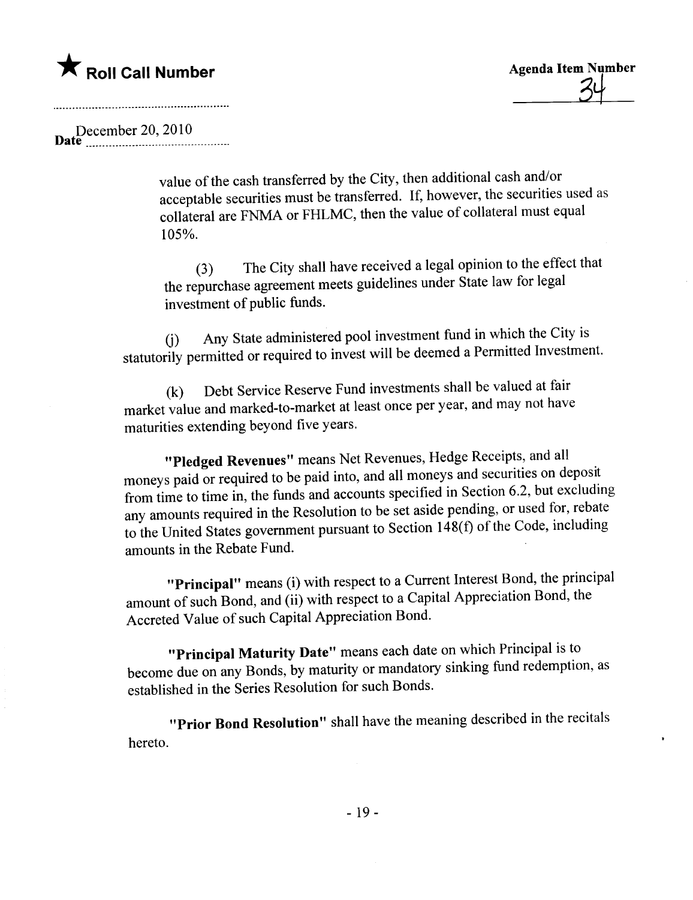value of the cash transferred by the City, then additional cash and/or acceptable securities must be transferred. If, however, the securities used as collateral are FNMA or FHLMC, then the value of collateral must equal 105%.

(3) The City shall have received a legal opinion to the effect that the repurchase agreement meets guidelines under State law for legal investment of public funds.

(j) Any State administered pool investment fund in which the City is statutorily permitted or required to invest will be deemed a Permitted Investment.

(k) Debt Service Reserve Fund investments shall be valued at fair market value and marked-to-market at least once per year, and may not have maturities extending beyond five years.

**"Pledged Revenues"** means Net Revenues, Hedge Receipts, and all moneys paid or required to be paid into, and all moneys and securities on deposit from time to time in, the funds and accounts specified in Section 6.2, but excluding any amounts required in the Resolution to be set aside pending, or used for, rebate to the United States government pursuant to Section 148(f) of the Code, including amounts in the Rebate Fund.

**"Principal"** means (i) with respect to a Current Interest Bond, the principal amount of such Bond, and (ii) with respect to a Capital Appreciation Bond, the Accreted Value of such Capital Appreciation Bond.

**"Principal Maturity Date"** means each date on which Principal is to become due on any Bonds, by maturity or mandatory sinking fund redemption, as established in the Series Resolution for such Bonds.

**"Prior Bond Resolution"** shall have the meaning described in the recitals hereto.